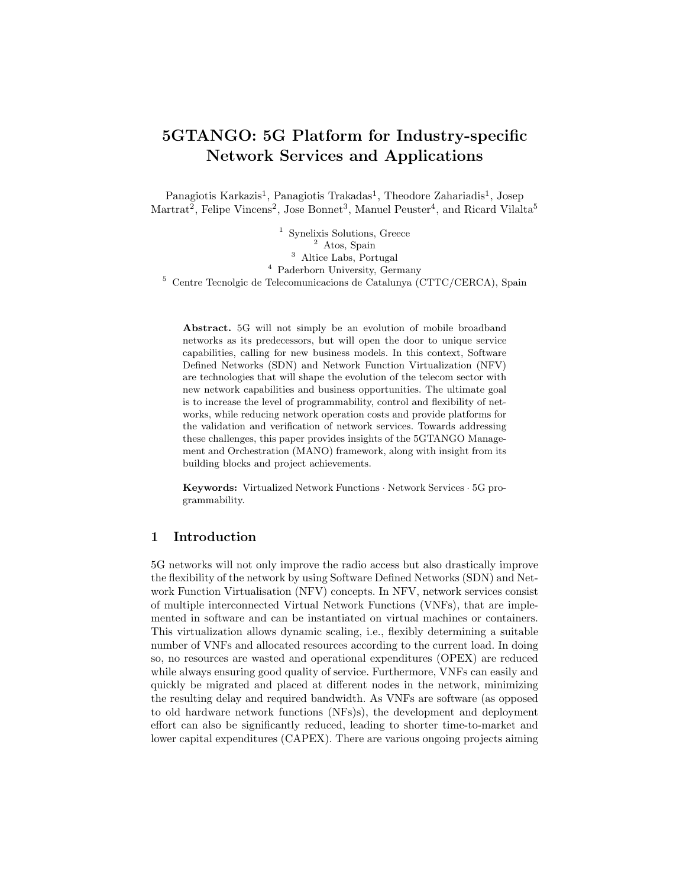# 5GTANGO: 5G Platform for Industry-specific Network Services and Applications

Panagiotis Karkazis[1], Panagiotis Trakadas[1], Theodore Zahariadis[1], Josep Martrat[2], Felipe Vincens[2], Jose Bonnet[3], Manuel Peuster[4], and Ricard Vilalta[5]

[1] Synelixis Solutions, Greece
[2] Atos, Spain
[3] Altice Labs, Portugal
[4] Paderborn University, Germany
[5] Centre Tecnolgic de Telecomunicacions de Catalunya (CTTC/CERCA), Spain

**Abstract.** 5G will not simply be an evolution of mobile broadband networks as its predecessors, but will open the door to unique service capabilities, calling for new business models. In this context, Software Defined Networks (SDN) and Network Function Virtualization (NFV) are technologies that will shape the evolution of the telecom sector with new network capabilities and business opportunities. The ultimate goal is to increase the level of programmability, control and flexibility of networks, while reducing network operation costs and provide platforms for the validation and verification of network services. Towards addressing these challenges, this paper provides insights of the 5GTANGO Management and Orchestration (MANO) framework, along with insight from its building blocks and project achievements.

**Keywords:** Virtualized Network Functions · Network Services · 5G programmability.

## 1 Introduction

5G networks will not only improve the radio access but also drastically improve the flexibility of the network by using Software Defined Networks (SDN) and Network Function Virtualisation (NFV) concepts. In NFV, network services consist of multiple interconnected Virtual Network Functions (VNFs), that are implemented in software and can be instantiated on virtual machines or containers. This virtualization allows dynamic scaling, i.e., flexibly determining a suitable number of VNFs and allocated resources according to the current load. In doing so, no resources are wasted and operational expenditures (OPEX) are reduced while always ensuring good quality of service. Furthermore, VNFs can easily and quickly be migrated and placed at different nodes in the network, minimizing the resulting delay and required bandwidth. As VNFs are software (as opposed to old hardware network functions (NFs)s), the development and deployment effort can also be significantly reduced, leading to shorter time-to-market and lower capital expenditures (CAPEX). There are various ongoing projects aiming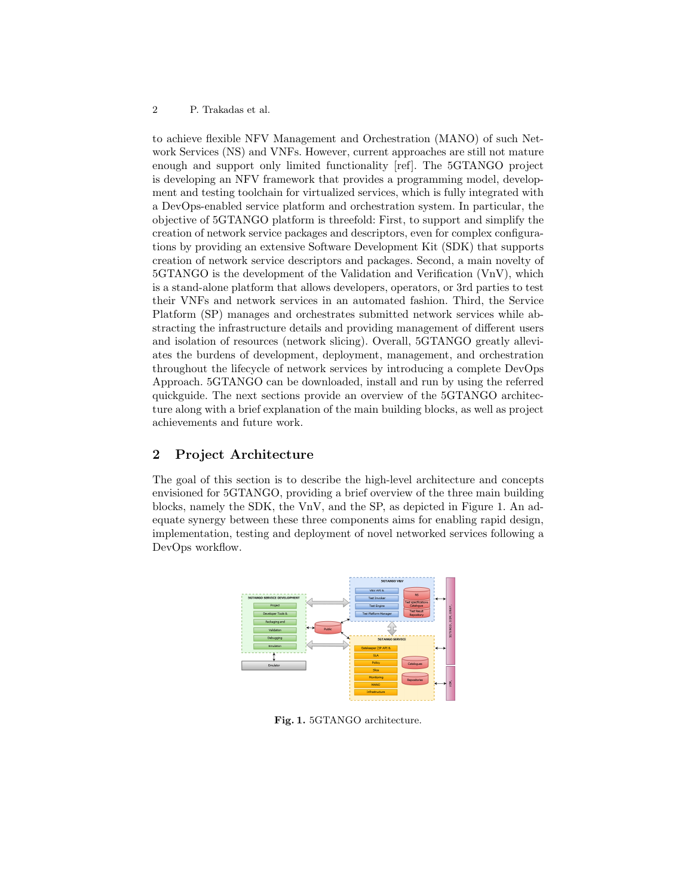to achieve flexible NFV Management and Orchestration (MANO) of such Network Services (NS) and VNFs. However, current approaches are still not mature enough and support only limited functionality [ref]. The 5GTANGO project is developing an NFV framework that provides a programming model, development and testing toolchain for virtualized services, which is fully integrated with a DevOps-enabled service platform and orchestration system. In particular, the objective of 5GTANGO platform is threefold: First, to support and simplify the creation of network service packages and descriptors, even for complex configurations by providing an extensive Software Development Kit (SDK) that supports creation of network service descriptors and packages. Second, a main novelty of 5GTANGO is the development of the Validation and Verification (VnV), which is a stand-alone platform that allows developers, operators, or 3rd parties to test their VNFs and network services in an automated fashion. Third, the Service Platform (SP) manages and orchestrates submitted network services while abstracting the infrastructure details and providing management of different users and isolation of resources (network slicing). Overall, 5GTANGO greatly alleviates the burdens of development, deployment, management, and orchestration throughout the lifecycle of network services by introducing a complete DevOps Approach. 5GTANGO can be downloaded, install and run by using the referred quickguide. The next sections provide an overview of the 5GTANGO architecture along with a brief explanation of the main building blocks, as well as project achievements and future work.

## 2 Project Architecture

The goal of this section is to describe the high-level architecture and concepts envisioned for 5GTANGO, providing a brief overview of the three main building blocks, namely the SDK, the VnV, and the SP, as depicted in Figure 1. An adequate synergy between these three components aims for enabling rapid design, implementation, testing and deployment of novel networked services following a DevOps workflow.

**Fig. 1.** 5GTANGO architecture.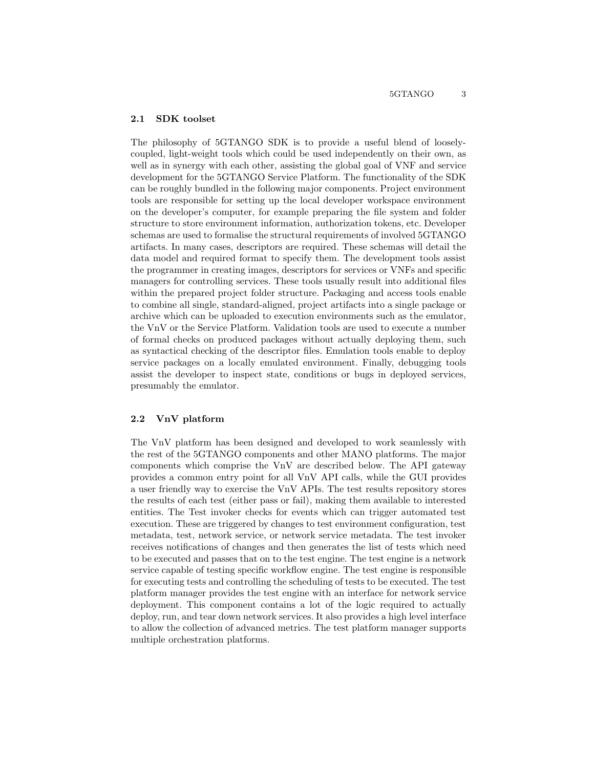## 2.1 SDK toolset

The philosophy of 5GTANGO SDK is to provide a useful blend of loosely-coupled, light-weight tools which could be used independently on their own, as well as in synergy with each other, assisting the global goal of VNF and service development for the 5GTANGO Service Platform. The functionality of the SDK can be roughly bundled in the following major components. Project environment tools are responsible for setting up the local developer workspace environment on the developer's computer, for example preparing the file system and folder structure to store environment information, authorization tokens, etc. Developer schemas are used to formalise the structural requirements of involved 5GTANGO artifacts. In many cases, descriptors are required. These schemas will detail the data model and required format to specify them. The development tools assist the programmer in creating images, descriptors for services or VNFs and specific managers for controlling services. These tools usually result into additional files within the prepared project folder structure. Packaging and access tools enable to combine all single, standard-aligned, project artifacts into a single package or archive which can be uploaded to execution environments such as the emulator, the VnV or the Service Platform. Validation tools are used to execute a number of formal checks on produced packages without actually deploying them, such as syntactical checking of the descriptor files. Emulation tools enable to deploy service packages on a locally emulated environment. Finally, debugging tools assist the developer to inspect state, conditions or bugs in deployed services, presumably the emulator.

## 2.2 VnV platform

The VnV platform has been designed and developed to work seamlessly with the rest of the 5GTANGO components and other MANO platforms. The major components which comprise the VnV are described below. The API gateway provides a common entry point for all VnV API calls, while the GUI provides a user friendly way to exercise the VnV APIs. The test results repository stores the results of each test (either pass or fail), making them available to interested entities. The Test invoker checks for events which can trigger automated test execution. These are triggered by changes to test environment configuration, test metadata, test, network service, or network service metadata. The test invoker receives notifications of changes and then generates the list of tests which need to be executed and passes that on to the test engine. The test engine is a network service capable of testing specific workflow engine. The test engine is responsible for executing tests and controlling the scheduling of tests to be executed. The test platform manager provides the test engine with an interface for network service deployment. This component contains a lot of the logic required to actually deploy, run, and tear down network services. It also provides a high level interface to allow the collection of advanced metrics. The test platform manager supports multiple orchestration platforms.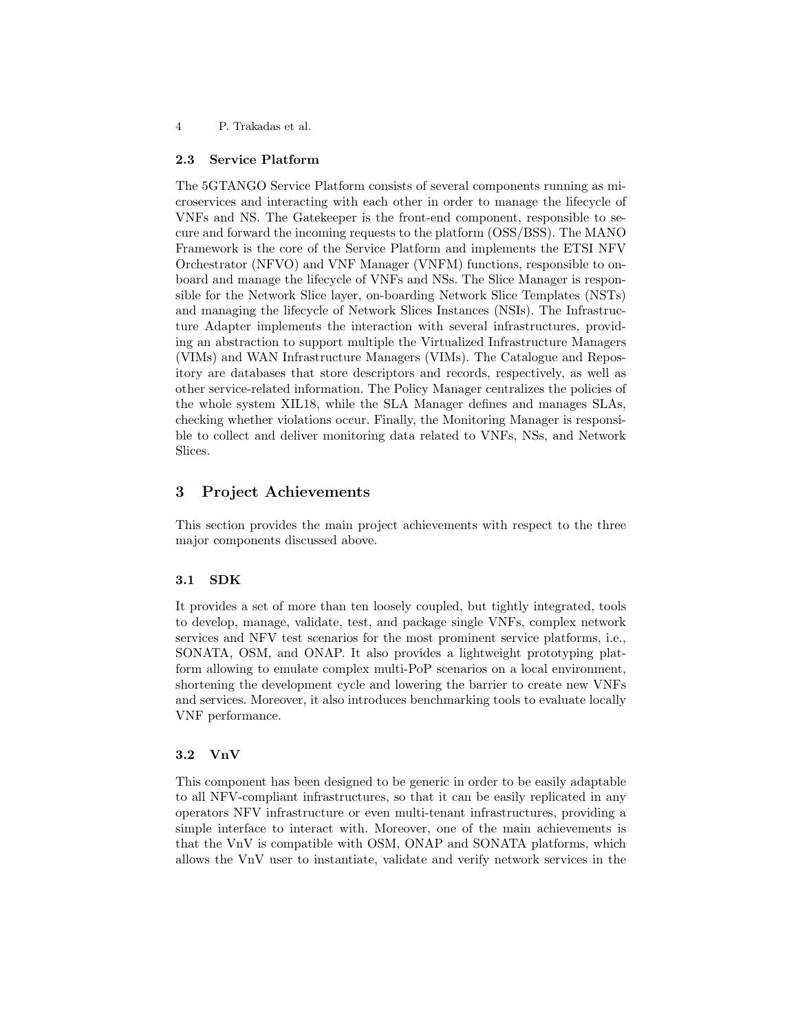### 2.3 Service Platform

The 5GTANGO Service Platform consists of several components running as microservices and interacting with each other in order to manage the lifecycle of VNFs and NS. The Gatekeeper is the front-end component, responsible to secure and forward the incoming requests to the platform (OSS/BSS). The MANO Framework is the core of the Service Platform and implements the ETSI NFV Orchestrator (NFVO) and VNF Manager (VNFM) functions, responsible to onboard and manage the lifecycle of VNFs and NSs. The Slice Manager is responsible for the Network Slice layer, on-boarding Network Slice Templates (NSTs) and managing the lifecycle of Network Slices Instances (NSIs). The Infrastructure Adapter implements the interaction with several infrastructures, providing an abstraction to support multiple the Virtualized Infrastructure Managers (VIMs) and WAN Infrastructure Managers (VIMs). The Catalogue and Repository are databases that store descriptors and records, respectively, as well as other service-related information. The Policy Manager centralizes the policies of the whole system XIL18, while the SLA Manager defines and manages SLAs, checking whether violations occur. Finally, the Monitoring Manager is responsible to collect and deliver monitoring data related to VNFs, NSs, and Network Slices.

## 3 Project Achievements

This section provides the main project achievements with respect to the three major components discussed above.

### 3.1 SDK

It provides a set of more than ten loosely coupled, but tightly integrated, tools to develop, manage, validate, test, and package single VNFs, complex network services and NFV test scenarios for the most prominent service platforms, i.e., SONATA, OSM, and ONAP. It also provides a lightweight prototyping platform allowing to emulate complex multi-PoP scenarios on a local environment, shortening the development cycle and lowering the barrier to create new VNFs and services. Moreover, it also introduces benchmarking tools to evaluate locally VNF performance.

### 3.2 VnV

This component has been designed to be generic in order to be easily adaptable to all NFV-compliant infrastructures, so that it can be easily replicated in any operators NFV infrastructure or even multi-tenant infrastructures, providing a simple interface to interact with. Moreover, one of the main achievements is that the VnV is compatible with OSM, ONAP and SONATA platforms, which allows the VnV user to instantiate, validate and verify network services in the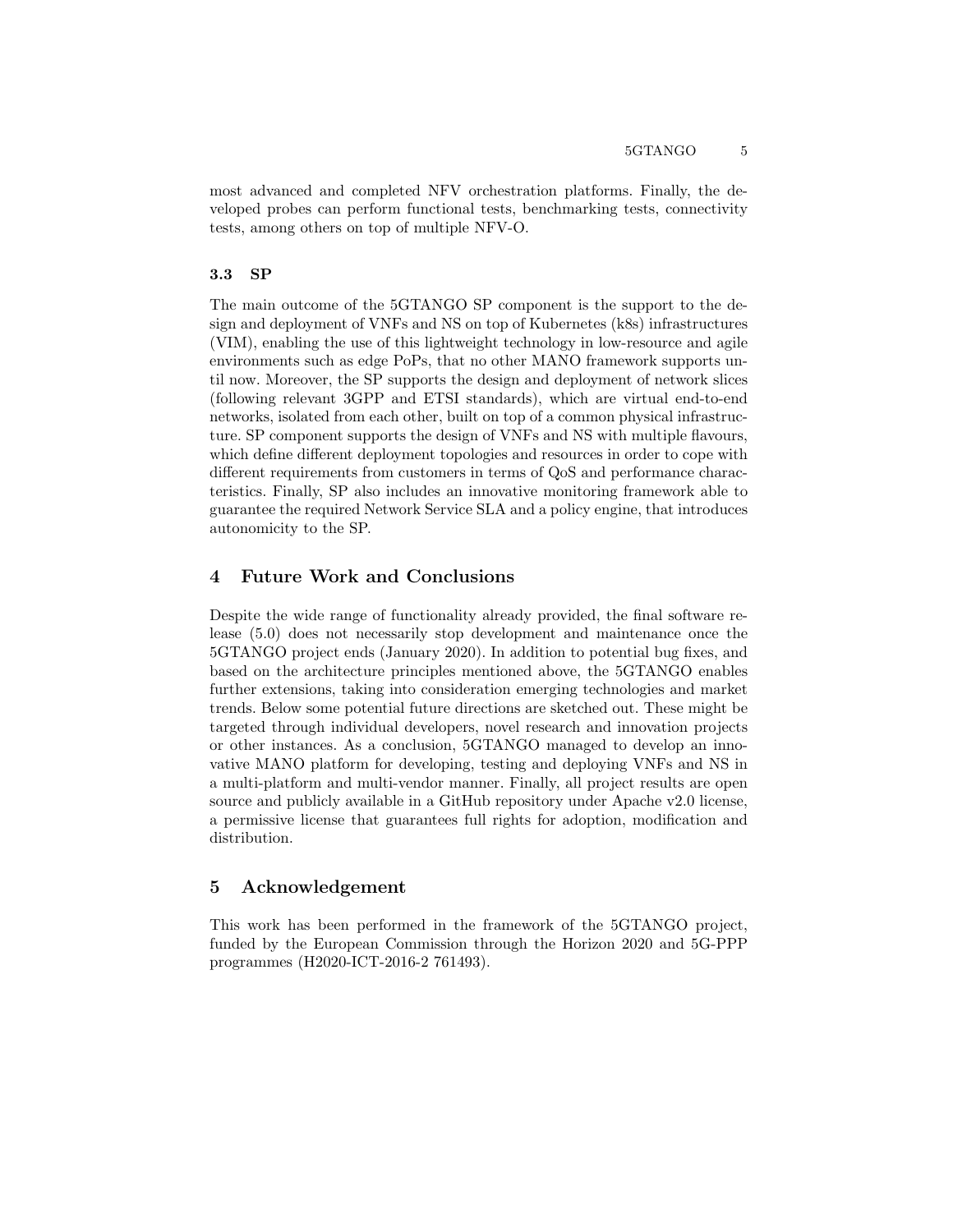most advanced and completed NFV orchestration platforms. Finally, the developed probes can perform functional tests, benchmarking tests, connectivity tests, among others on top of multiple NFV-O.

### 3.3 SP

The main outcome of the 5GTANGO SP component is the support to the design and deployment of VNFs and NS on top of Kubernetes (k8s) infrastructures (VIM), enabling the use of this lightweight technology in low-resource and agile environments such as edge PoPs, that no other MANO framework supports until now. Moreover, the SP supports the design and deployment of network slices (following relevant 3GPP and ETSI standards), which are virtual end-to-end networks, isolated from each other, built on top of a common physical infrastructure. SP component supports the design of VNFs and NS with multiple flavours, which define different deployment topologies and resources in order to cope with different requirements from customers in terms of QoS and performance characteristics. Finally, SP also includes an innovative monitoring framework able to guarantee the required Network Service SLA and a policy engine, that introduces autonomicity to the SP.

## 4 Future Work and Conclusions

Despite the wide range of functionality already provided, the final software release (5.0) does not necessarily stop development and maintenance once the 5GTANGO project ends (January 2020). In addition to potential bug fixes, and based on the architecture principles mentioned above, the 5GTANGO enables further extensions, taking into consideration emerging technologies and market trends. Below some potential future directions are sketched out. These might be targeted through individual developers, novel research and innovation projects or other instances. As a conclusion, 5GTANGO managed to develop an innovative MANO platform for developing, testing and deploying VNFs and NS in a multi-platform and multi-vendor manner. Finally, all project results are open source and publicly available in a GitHub repository under Apache v2.0 license, a permissive license that guarantees full rights for adoption, modification and distribution.

## 5 Acknowledgement

This work has been performed in the framework of the 5GTANGO project, funded by the European Commission through the Horizon 2020 and 5G-PPP programmes (H2020-ICT-2016-2 761493).